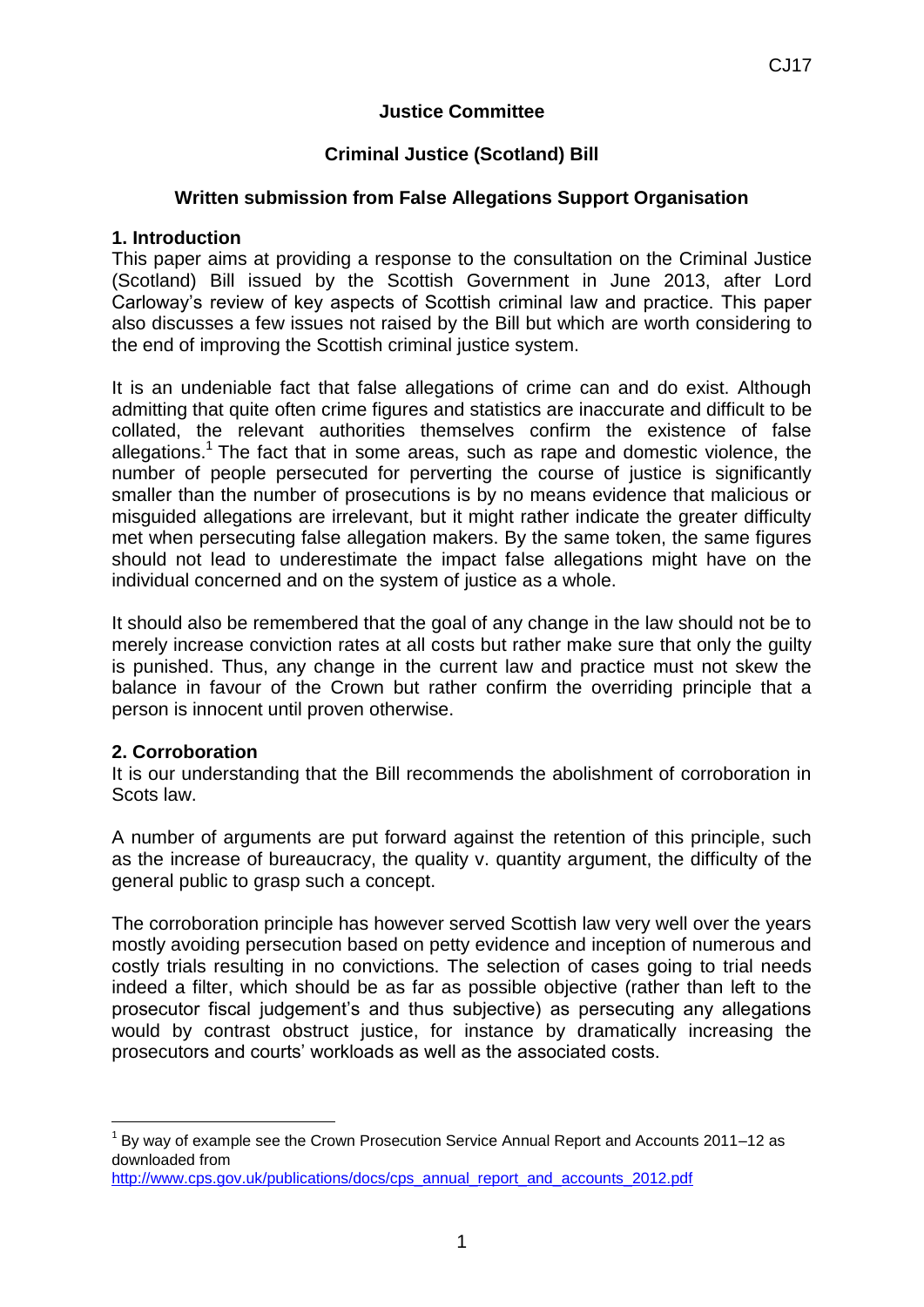**Justice Committee**

**Criminal Justice (Scotland) Bill**

**Written submission from False Allegations Support Organisation**

## 1. Introduction

This paper aims at providing a response to the consultation on the Criminal Justice (Scotland) Bill issued by the Scottish Government in June 2013, after Lord Carloway's review of key aspects of Scottish criminal law and practice. This paper also discusses a few issues not raised by the Bill but which are worth considering to the end of improving the Scottish criminal justice system.

It is an undeniable fact that false allegations of crime can and do exist. Although admitting that quite often crime figures and statistics are inaccurate and difficult to be collated, the relevant authorities themselves confirm the existence of false allegations.[1] The fact that in some areas, such as rape and domestic violence, the number of people persecuted for perverting the course of justice is significantly smaller than the number of prosecutions is by no means evidence that malicious or misguided allegations are irrelevant, but it might rather indicate the greater difficulty met when persecuting false allegation makers. By the same token, the same figures should not lead to underestimate the impact false allegations might have on the individual concerned and on the system of justice as a whole.

It should also be remembered that the goal of any change in the law should not be to merely increase conviction rates at all costs but rather make sure that only the guilty is punished. Thus, any change in the current law and practice must not skew the balance in favour of the Crown but rather confirm the overriding principle that a person is innocent until proven otherwise.

## 2. Corroboration

It is our understanding that the Bill recommends the abolishment of corroboration in Scots law.

A number of arguments are put forward against the retention of this principle, such as the increase of bureaucracy, the quality v. quantity argument, the difficulty of the general public to grasp such a concept.

The corroboration principle has however served Scottish law very well over the years mostly avoiding persecution based on petty evidence and inception of numerous and costly trials resulting in no convictions. The selection of cases going to trial needs indeed a filter, which should be as far as possible objective (rather than left to the prosecutor fiscal judgement's and thus subjective) as persecuting any allegations would by contrast obstruct justice, for instance by dramatically increasing the prosecutors and courts' workloads as well as the associated costs.

---

[1] By way of example see the Crown Prosecution Service Annual Report and Accounts 2011–12 as downloaded from http://www.cps.gov.uk/publications/docs/cps_annual_report_and_accounts_2012.pdf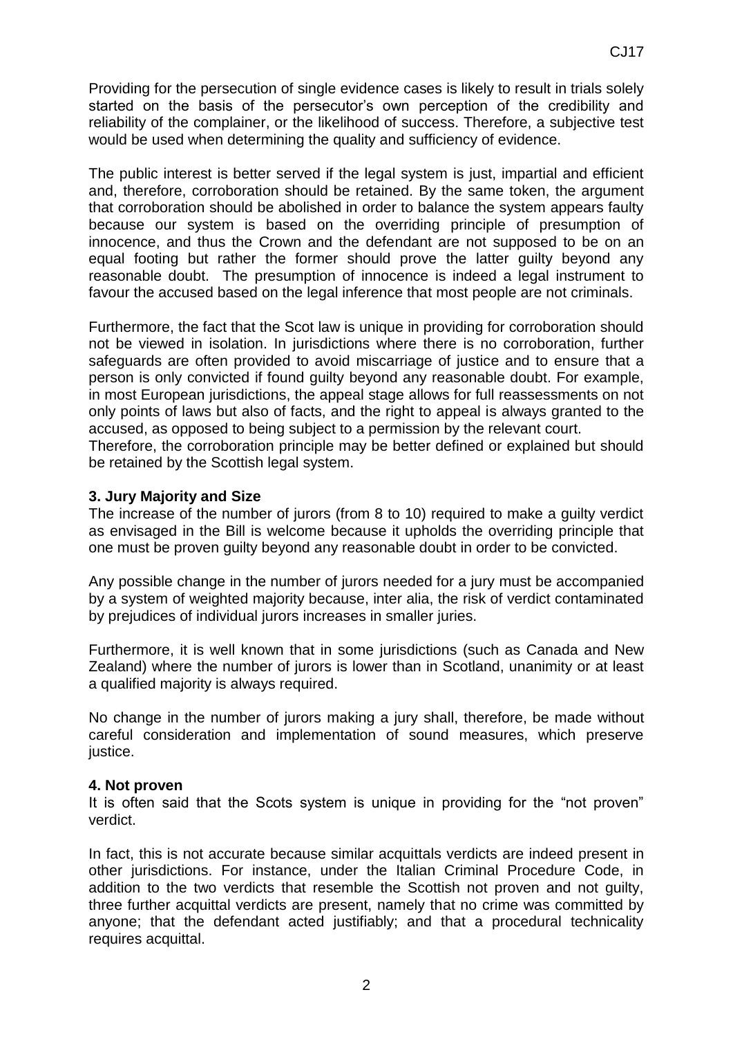Providing for the persecution of single evidence cases is likely to result in trials solely started on the basis of the persecutor's own perception of the credibility and reliability of the complainer, or the likelihood of success. Therefore, a subjective test would be used when determining the quality and sufficiency of evidence.

The public interest is better served if the legal system is just, impartial and efficient and, therefore, corroboration should be retained. By the same token, the argument that corroboration should be abolished in order to balance the system appears faulty because our system is based on the overriding principle of presumption of innocence, and thus the Crown and the defendant are not supposed to be on an equal footing but rather the former should prove the latter guilty beyond any reasonable doubt. The presumption of innocence is indeed a legal instrument to favour the accused based on the legal inference that most people are not criminals.

Furthermore, the fact that the Scot law is unique in providing for corroboration should not be viewed in isolation. In jurisdictions where there is no corroboration, further safeguards are often provided to avoid miscarriage of justice and to ensure that a person is only convicted if found guilty beyond any reasonable doubt. For example, in most European jurisdictions, the appeal stage allows for full reassessments on not only points of laws but also of facts, and the right to appeal is always granted to the accused, as opposed to being subject to a permission by the relevant court.
Therefore, the corroboration principle may be better defined or explained but should be retained by the Scottish legal system.

### 3. Jury Majority and Size

The increase of the number of jurors (from 8 to 10) required to make a guilty verdict as envisaged in the Bill is welcome because it upholds the overriding principle that one must be proven guilty beyond any reasonable doubt in order to be convicted.

Any possible change in the number of jurors needed for a jury must be accompanied by a system of weighted majority because, inter alia, the risk of verdict contaminated by prejudices of individual jurors increases in smaller juries.

Furthermore, it is well known that in some jurisdictions (such as Canada and New Zealand) where the number of jurors is lower than in Scotland, unanimity or at least a qualified majority is always required.

No change in the number of jurors making a jury shall, therefore, be made without careful consideration and implementation of sound measures, which preserve justice.

### 4. Not proven

It is often said that the Scots system is unique in providing for the "not proven" verdict.

In fact, this is not accurate because similar acquittals verdicts are indeed present in other jurisdictions. For instance, under the Italian Criminal Procedure Code, in addition to the two verdicts that resemble the Scottish not proven and not guilty, three further acquittal verdicts are present, namely that no crime was committed by anyone; that the defendant acted justifiably; and that a procedural technicality requires acquittal.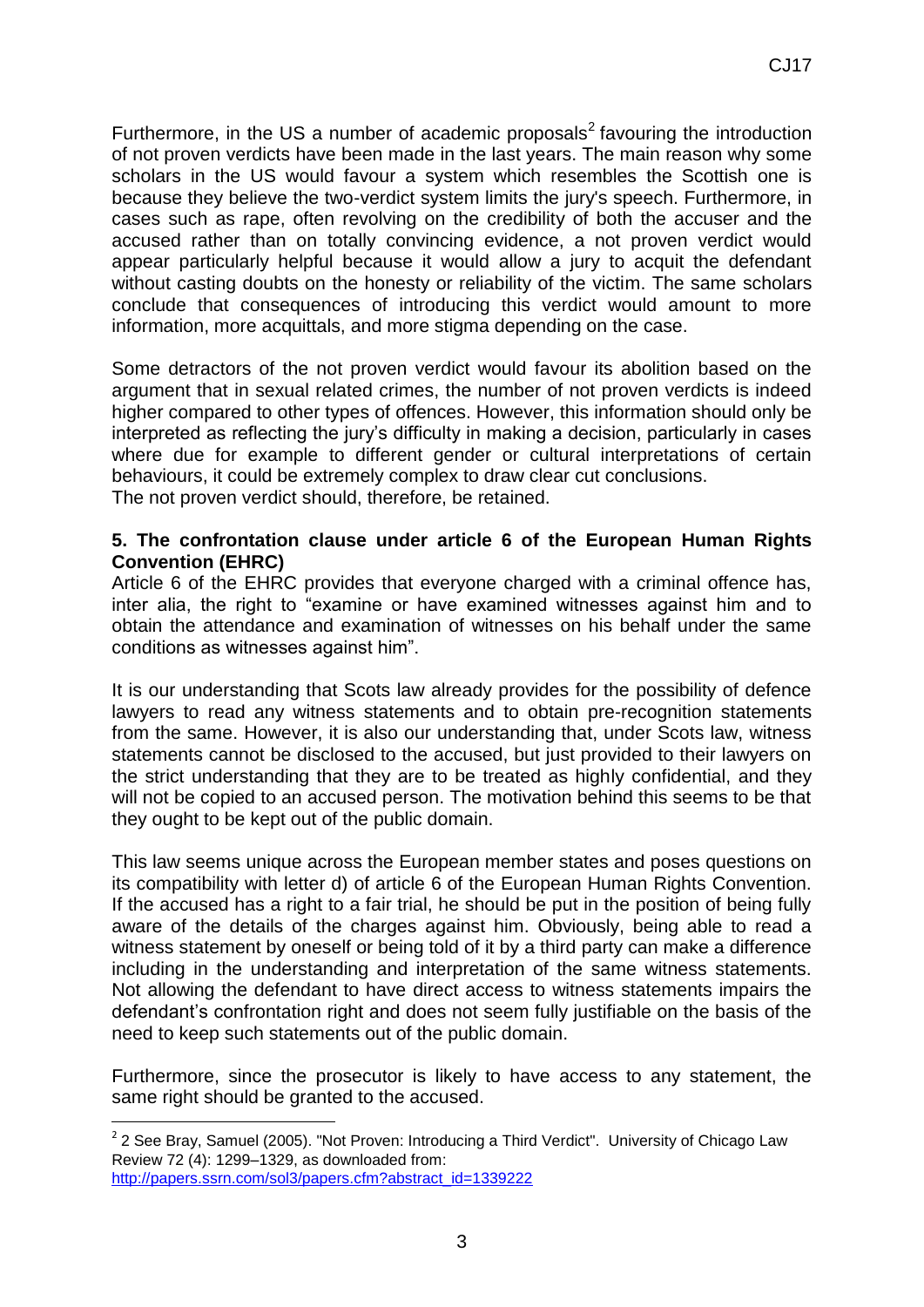Furthermore, in the US a number of academic proposals[2] favouring the introduction of not proven verdicts have been made in the last years. The main reason why some scholars in the US would favour a system which resembles the Scottish one is because they believe the two-verdict system limits the jury's speech. Furthermore, in cases such as rape, often revolving on the credibility of both the accuser and the accused rather than on totally convincing evidence, a not proven verdict would appear particularly helpful because it would allow a jury to acquit the defendant without casting doubts on the honesty or reliability of the victim. The same scholars conclude that consequences of introducing this verdict would amount to more information, more acquittals, and more stigma depending on the case.

Some detractors of the not proven verdict would favour its abolition based on the argument that in sexual related crimes, the number of not proven verdicts is indeed higher compared to other types of offences. However, this information should only be interpreted as reflecting the jury's difficulty in making a decision, particularly in cases where due for example to different gender or cultural interpretations of certain behaviours, it could be extremely complex to draw clear cut conclusions.
The not proven verdict should, therefore, be retained.

**5. The confrontation clause under article 6 of the European Human Rights Convention (EHRC)**

Article 6 of the EHRC provides that everyone charged with a criminal offence has, inter alia, the right to "examine or have examined witnesses against him and to obtain the attendance and examination of witnesses on his behalf under the same conditions as witnesses against him".

It is our understanding that Scots law already provides for the possibility of defence lawyers to read any witness statements and to obtain pre-recognition statements from the same. However, it is also our understanding that, under Scots law, witness statements cannot be disclosed to the accused, but just provided to their lawyers on the strict understanding that they are to be treated as highly confidential, and they will not be copied to an accused person. The motivation behind this seems to be that they ought to be kept out of the public domain.

This law seems unique across the European member states and poses questions on its compatibility with letter d) of article 6 of the European Human Rights Convention. If the accused has a right to a fair trial, he should be put in the position of being fully aware of the details of the charges against him. Obviously, being able to read a witness statement by oneself or being told of it by a third party can make a difference including in the understanding and interpretation of the same witness statements. Not allowing the defendant to have direct access to witness statements impairs the defendant's confrontation right and does not seem fully justifiable on the basis of the need to keep such statements out of the public domain.

Furthermore, since the prosecutor is likely to have access to any statement, the same right should be granted to the accused.

---

[2] 2 See Bray, Samuel (2005). "Not Proven: Introducing a Third Verdict". University of Chicago Law Review 72 (4): 1299–1329, as downloaded from: http://papers.ssrn.com/sol3/papers.cfm?abstract_id=1339222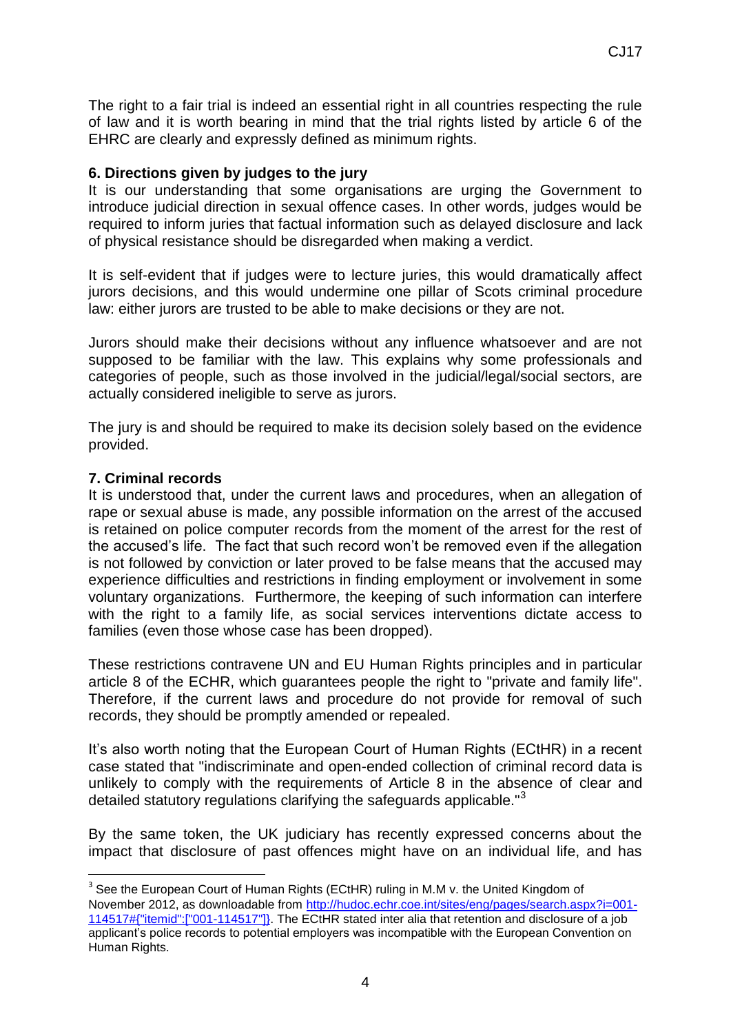The right to a fair trial is indeed an essential right in all countries respecting the rule of law and it is worth bearing in mind that the trial rights listed by article 6 of the EHRC are clearly and expressly defined as minimum rights.

### 6. Directions given by judges to the jury

It is our understanding that some organisations are urging the Government to introduce judicial direction in sexual offence cases. In other words, judges would be required to inform juries that factual information such as delayed disclosure and lack of physical resistance should be disregarded when making a verdict.

It is self-evident that if judges were to lecture juries, this would dramatically affect jurors decisions, and this would undermine one pillar of Scots criminal procedure law: either jurors are trusted to be able to make decisions or they are not.

Jurors should make their decisions without any influence whatsoever and are not supposed to be familiar with the law. This explains why some professionals and categories of people, such as those involved in the judicial/legal/social sectors, are actually considered ineligible to serve as jurors.

The jury is and should be required to make its decision solely based on the evidence provided.

### 7. Criminal records

It is understood that, under the current laws and procedures, when an allegation of rape or sexual abuse is made, any possible information on the arrest of the accused is retained on police computer records from the moment of the arrest for the rest of the accused's life. The fact that such record won't be removed even if the allegation is not followed by conviction or later proved to be false means that the accused may experience difficulties and restrictions in finding employment or involvement in some voluntary organizations. Furthermore, the keeping of such information can interfere with the right to a family life, as social services interventions dictate access to families (even those whose case has been dropped).

These restrictions contravene UN and EU Human Rights principles and in particular article 8 of the ECHR, which guarantees people the right to "private and family life". Therefore, if the current laws and procedure do not provide for removal of such records, they should be promptly amended or repealed.

It's also worth noting that the European Court of Human Rights (ECtHR) in a recent case stated that "indiscriminate and open-ended collection of criminal record data is unlikely to comply with the requirements of Article 8 in the absence of clear and detailed statutory regulations clarifying the safeguards applicable."[3]

By the same token, the UK judiciary has recently expressed concerns about the impact that disclosure of past offences might have on an individual life, and has

---

[3] See the European Court of Human Rights (ECtHR) ruling in M.M v. the United Kingdom of November 2012, as downloadable from http://hudoc.echr.coe.int/sites/eng/pages/search.aspx?i=001-114517#{"itemid":["001-114517"]}. The ECtHR stated inter alia that retention and disclosure of a job applicant's police records to potential employers was incompatible with the European Convention on Human Rights.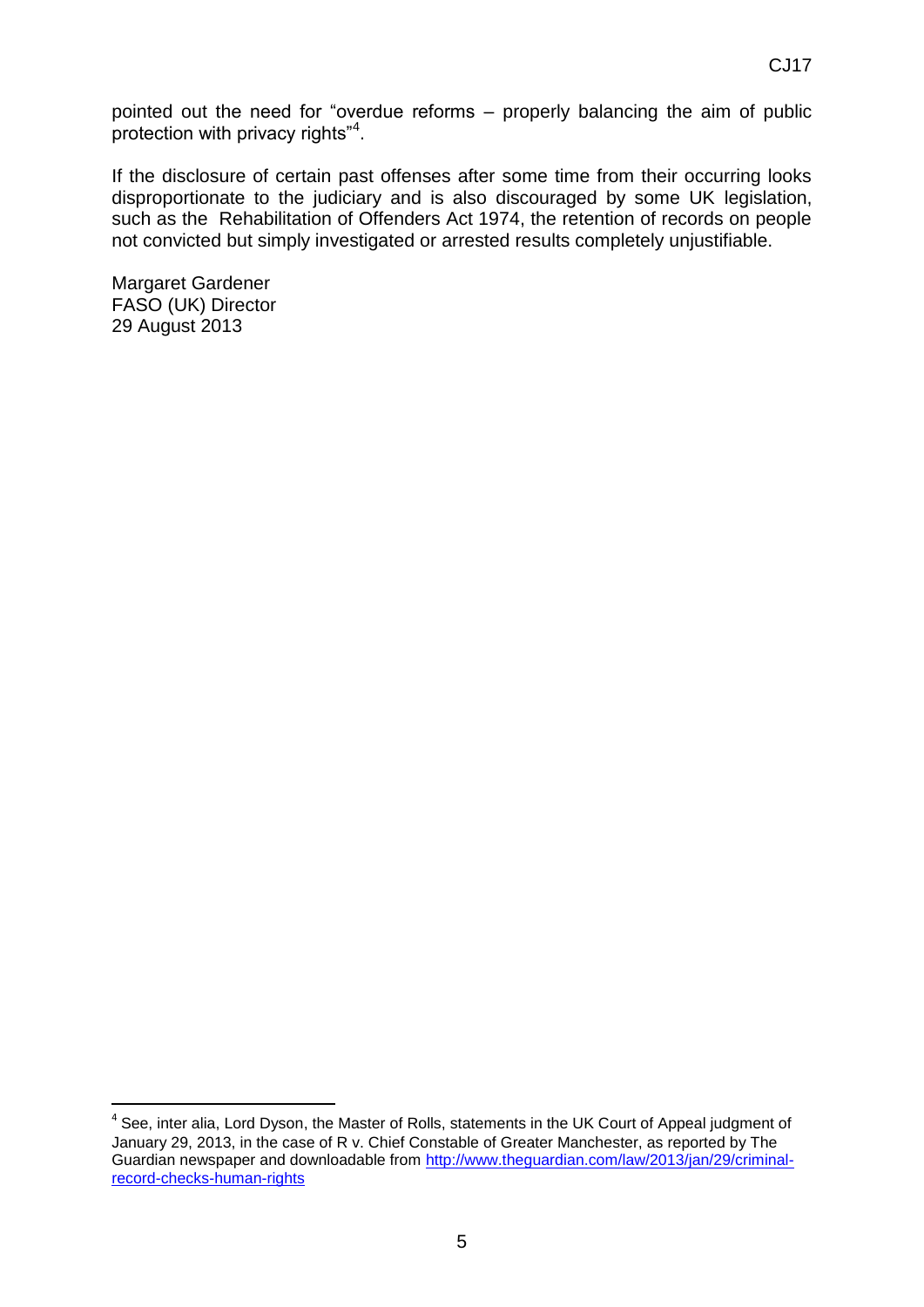pointed out the need for "overdue reforms – properly balancing the aim of public protection with privacy rights"[4].

If the disclosure of certain past offenses after some time from their occurring looks disproportionate to the judiciary and is also discouraged by some UK legislation, such as the Rehabilitation of Offenders Act 1974, the retention of records on people not convicted but simply investigated or arrested results completely unjustifiable.

Margaret Gardener  
FASO (UK) Director  
29 August 2013

---

[4] See, inter alia, Lord Dyson, the Master of Rolls, statements in the UK Court of Appeal judgment of January 29, 2013, in the case of R v. Chief Constable of Greater Manchester, as reported by The Guardian newspaper and downloadable from http://www.theguardian.com/law/2013/jan/29/criminal-record-checks-human-rights